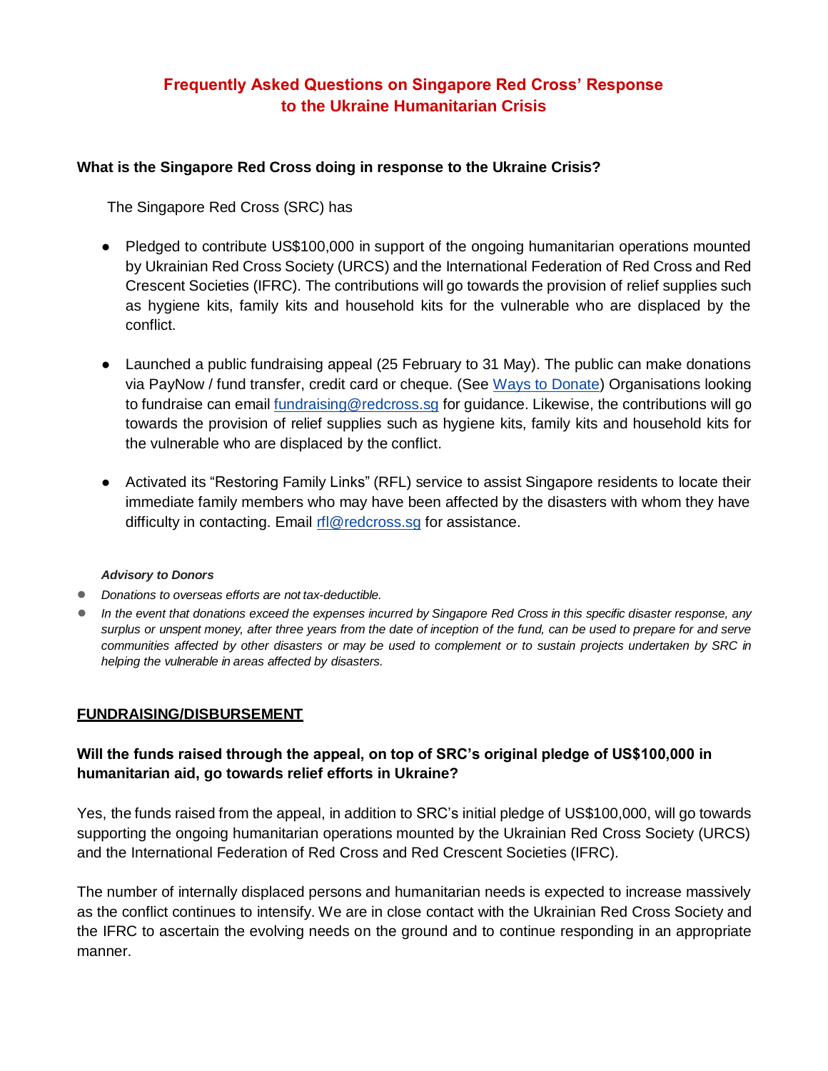# Frequently Asked Questions on Singapore Red Cross' Response to the Ukraine Humanitarian Crisis

**What is the Singapore Red Cross doing in response to the Ukraine Crisis?**

The Singapore Red Cross (SRC) has

- Pledged to contribute US$100,000 in support of the ongoing humanitarian operations mounted by Ukrainian Red Cross Society (URCS) and the International Federation of Red Cross and Red Crescent Societies (IFRC). The contributions will go towards the provision of relief supplies such as hygiene kits, family kits and household kits for the vulnerable who are displaced by the conflict.

- Launched a public fundraising appeal (25 February to 31 May). The public can make donations via PayNow / fund transfer, credit card or cheque. (See [Ways to Donate]) Organisations looking to fundraise can email [fundraising@redcross.sg] for guidance. Likewise, the contributions will go towards the provision of relief supplies such as hygiene kits, family kits and household kits for the vulnerable who are displaced by the conflict.

- Activated its "Restoring Family Links" (RFL) service to assist Singapore residents to locate their immediate family members who may have been affected by the disasters with whom they have difficulty in contacting. Email [rfl@redcross.sg] for assistance.

***Advisory to Donors***

- *Donations to overseas efforts are not tax-deductible.*
- *In the event that donations exceed the expenses incurred by Singapore Red Cross in this specific disaster response, any surplus or unspent money, after three years from the date of inception of the fund, can be used to prepare for and serve communities affected by other disasters or may be used to complement or to sustain projects undertaken by SRC in helping the vulnerable in areas affected by disasters.*

## FUNDRAISING/DISBURSEMENT

**Will the funds raised through the appeal, on top of SRC's original pledge of US$100,000 in humanitarian aid, go towards relief efforts in Ukraine?**

Yes, the funds raised from the appeal, in addition to SRC's initial pledge of US$100,000, will go towards supporting the ongoing humanitarian operations mounted by the Ukrainian Red Cross Society (URCS) and the International Federation of Red Cross and Red Crescent Societies (IFRC).

The number of internally displaced persons and humanitarian needs is expected to increase massively as the conflict continues to intensify. We are in close contact with the Ukrainian Red Cross Society and the IFRC to ascertain the evolving needs on the ground and to continue responding in an appropriate manner.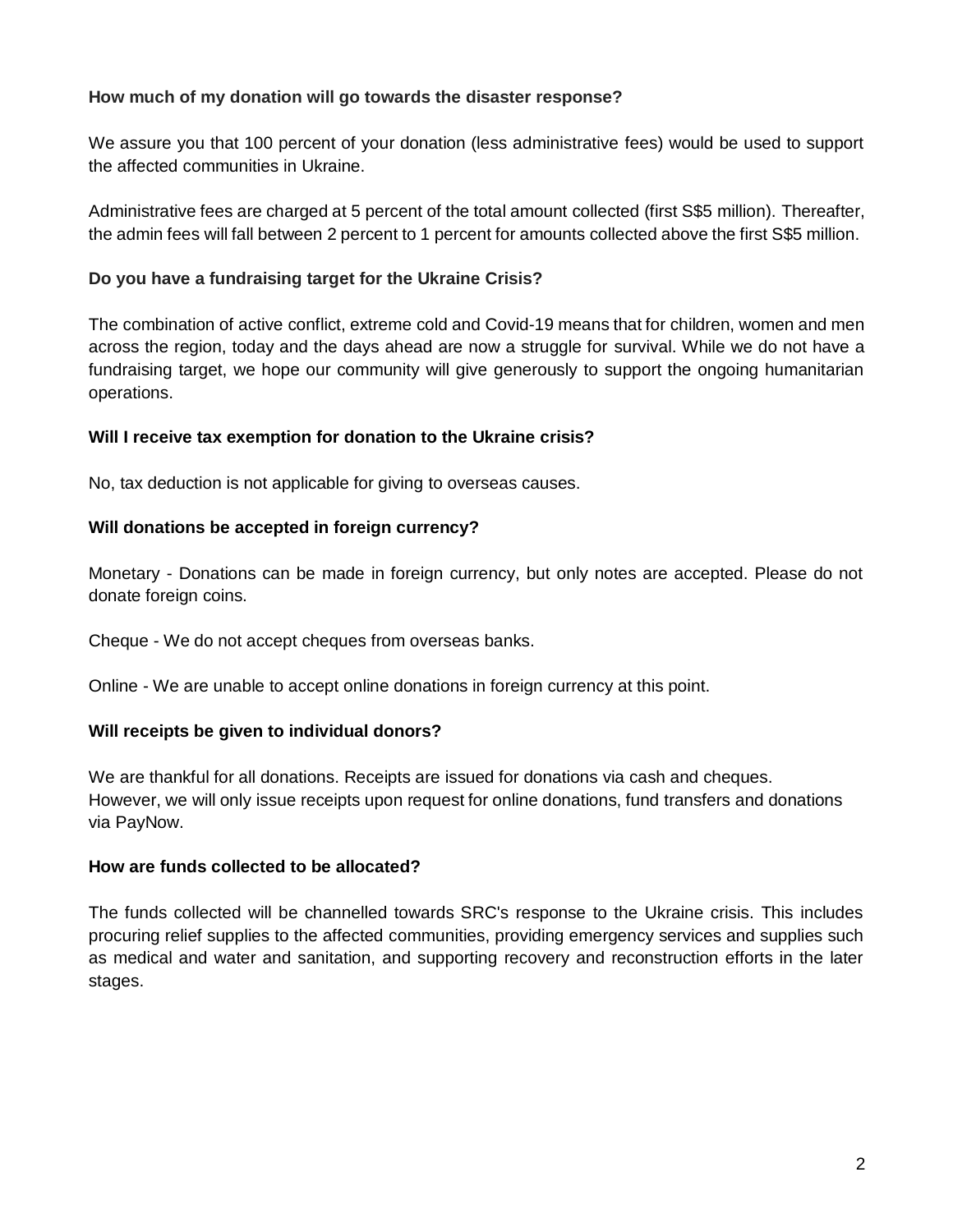**How much of my donation will go towards the disaster response?**

We assure you that 100 percent of your donation (less administrative fees) would be used to support the affected communities in Ukraine.

Administrative fees are charged at 5 percent of the total amount collected (first S$5 million). Thereafter, the admin fees will fall between 2 percent to 1 percent for amounts collected above the first S$5 million.

**Do you have a fundraising target for the Ukraine Crisis?**

The combination of active conflict, extreme cold and Covid-19 means that for children, women and men across the region, today and the days ahead are now a struggle for survival. While we do not have a fundraising target, we hope our community will give generously to support the ongoing humanitarian operations.

**Will I receive tax exemption for donation to the Ukraine crisis?**

No, tax deduction is not applicable for giving to overseas causes.

**Will donations be accepted in foreign currency?**

Monetary - Donations can be made in foreign currency, but only notes are accepted. Please do not donate foreign coins.

Cheque - We do not accept cheques from overseas banks.

Online - We are unable to accept online donations in foreign currency at this point.

**Will receipts be given to individual donors?**

We are thankful for all donations. Receipts are issued for donations via cash and cheques. However, we will only issue receipts upon request for online donations, fund transfers and donations via PayNow.

**How are funds collected to be allocated?**

The funds collected will be channelled towards SRC's response to the Ukraine crisis. This includes procuring relief supplies to the affected communities, providing emergency services and supplies such as medical and water and sanitation, and supporting recovery and reconstruction efforts in the later stages.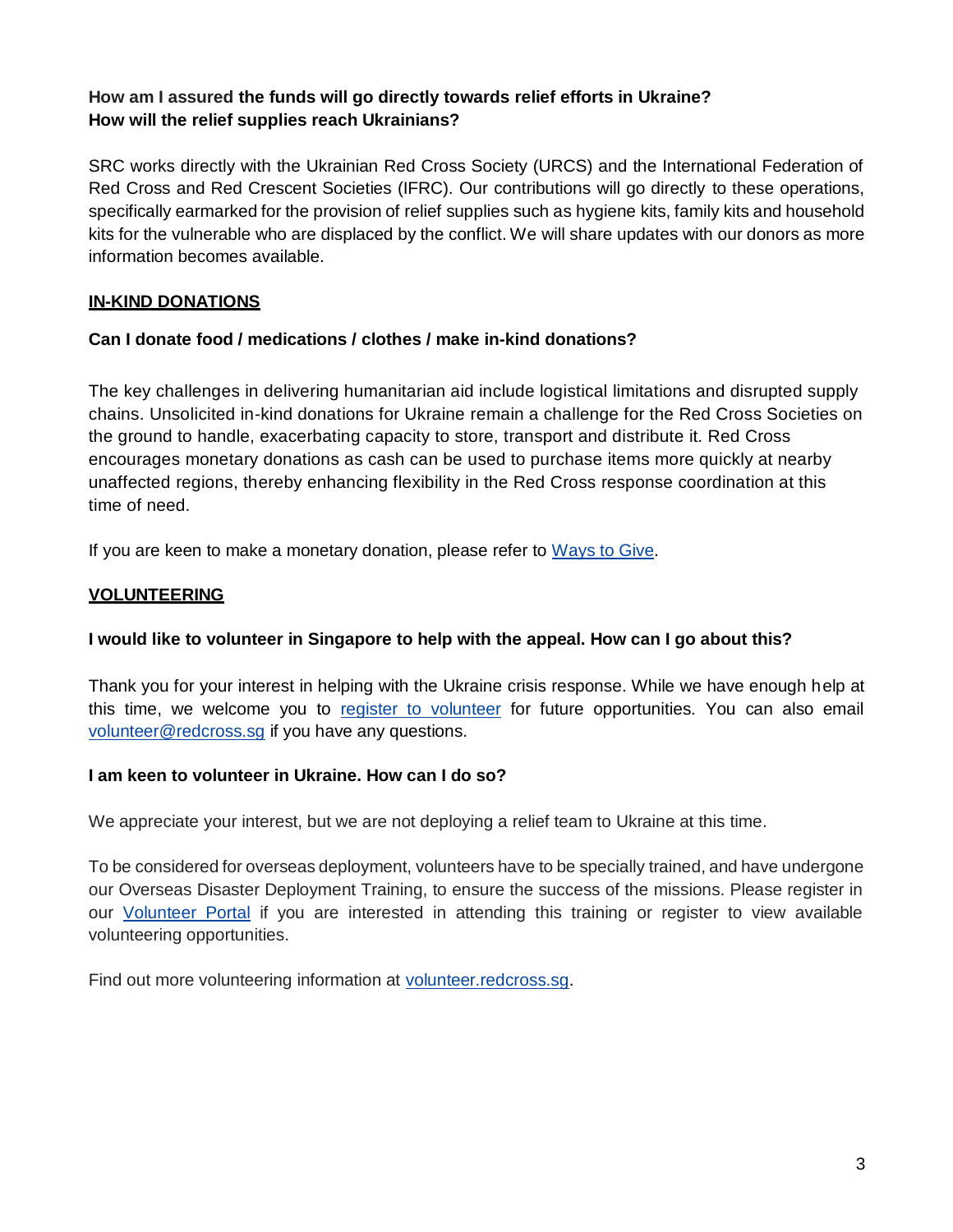**How am I assured the funds will go directly towards relief efforts in Ukraine? How will the relief supplies reach Ukrainians?**

SRC works directly with the Ukrainian Red Cross Society (URCS) and the International Federation of Red Cross and Red Crescent Societies (IFRC). Our contributions will go directly to these operations, specifically earmarked for the provision of relief supplies such as hygiene kits, family kits and household kits for the vulnerable who are displaced by the conflict. We will share updates with our donors as more information becomes available.

## IN-KIND DONATIONS

**Can I donate food / medications / clothes / make in-kind donations?**

The key challenges in delivering humanitarian aid include logistical limitations and disrupted supply chains. Unsolicited in-kind donations for Ukraine remain a challenge for the Red Cross Societies on the ground to handle, exacerbating capacity to store, transport and distribute it. Red Cross encourages monetary donations as cash can be used to purchase items more quickly at nearby unaffected regions, thereby enhancing flexibility in the Red Cross response coordination at this time of need.

If you are keen to make a monetary donation, please refer to Ways to Give.

## VOLUNTEERING

**I would like to volunteer in Singapore to help with the appeal. How can I go about this?**

Thank you for your interest in helping with the Ukraine crisis response. While we have enough help at this time, we welcome you to register to volunteer for future opportunities. You can also email volunteer@redcross.sg if you have any questions.

**I am keen to volunteer in Ukraine. How can I do so?**

We appreciate your interest, but we are not deploying a relief team to Ukraine at this time.

To be considered for overseas deployment, volunteers have to be specially trained, and have undergone our Overseas Disaster Deployment Training, to ensure the success of the missions. Please register in our Volunteer Portal if you are interested in attending this training or register to view available volunteering opportunities.

Find out more volunteering information at volunteer.redcross.sg.